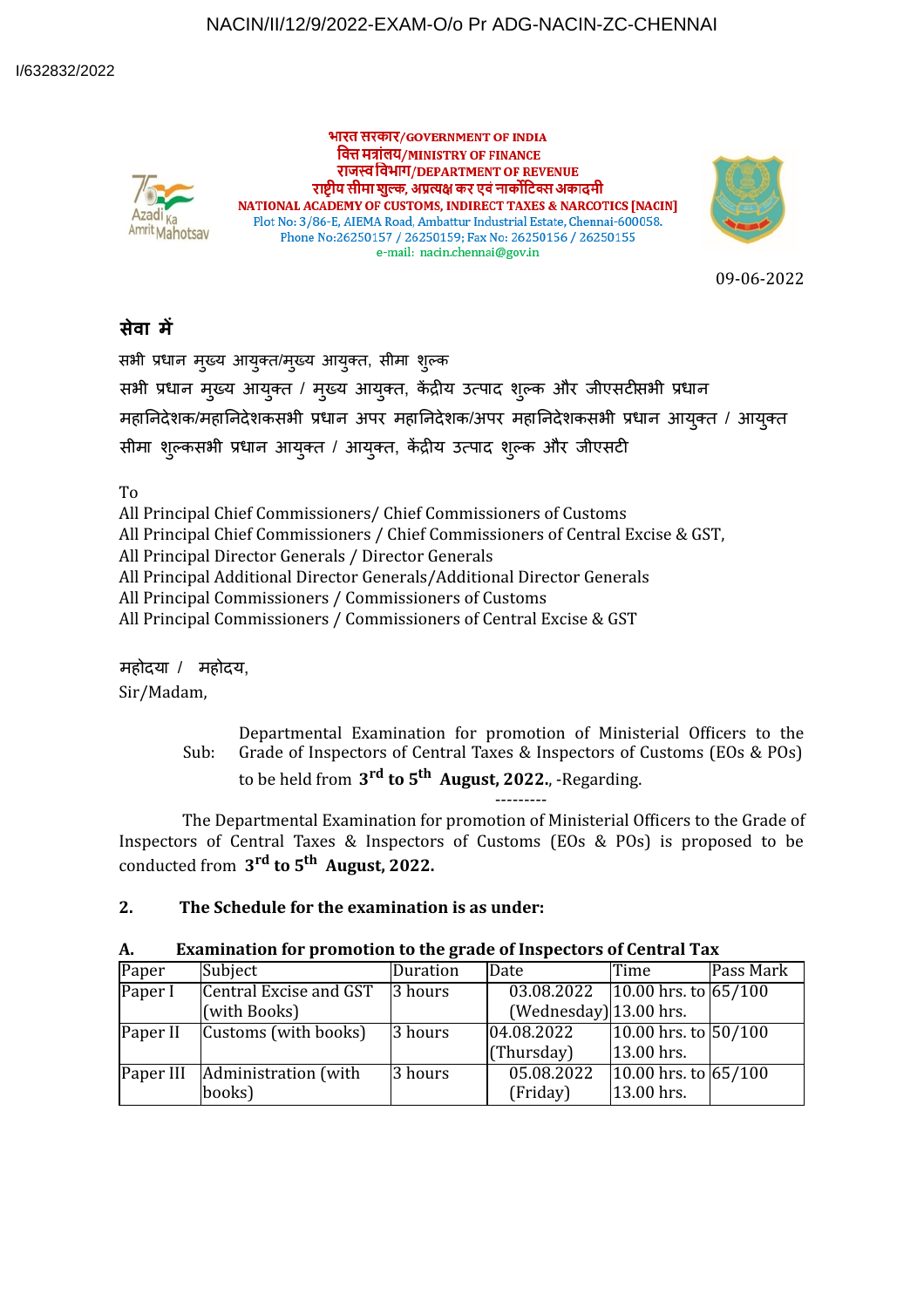NACIN/II/12/9/2022-EXAM-O/o Pr ADG-NACIN-ZC-CHENNAI

I/632832/2022

भारत सरकार/GOVERNMENT OF INDIA
वित्त मंत्रालय/MINISTRY OF FINANCE
राजस्व विभाग/DEPARTMENT OF REVENUE
राष्ट्रीय सीमा शुल्क, अप्रत्यक्ष कर एवं नार्कोटिक्स अकादमी
NATIONAL ACADEMY OF CUSTOMS, INDIRECT TAXES & NARCOTICS [NACIN]
Plot No: 3/86-E, AIEMA Road, Ambattur Industrial Estate, Chennai-600058.
Phone No:26250157 / 26250159; Fax No: 26250156 / 26250155
e-mail: nacin.chennai@gov.in

09-06-2022

**सेवा में**

सभी प्रधान मुख्य आयुक्त/मुख्य आयुक्त, सीमा शुल्क
सभी प्रधान मुख्य आयुक्त / मुख्य आयुक्त, केंद्रीय उत्पाद शुल्क और जीएसटीसभी प्रधान महानिदेशक/महानिदेशकसभी प्रधान अपर महानिदेशक/अपर महानिदेशकसभी प्रधान आयुक्त / आयुक्त सीमा शुल्कसभी प्रधान आयुक्त / आयुक्त, केंद्रीय उत्पाद शुल्क और जीएसटी

To
All Principal Chief Commissioners/ Chief Commissioners of Customs
All Principal Chief Commissioners / Chief Commissioners of Central Excise & GST,
All Principal Director Generals / Director Generals
All Principal Additional Director Generals/Additional Director Generals
All Principal Commissioners / Commissioners of Customs
All Principal Commissioners / Commissioners of Central Excise & GST

महोदया / महोदय,
Sir/Madam,

Sub: Departmental Examination for promotion of Ministerial Officers to the Grade of Inspectors of Central Taxes & Inspectors of Customs (EOs & POs) to be held from **3rd to 5th August, 2022.**, -Regarding.

---------

The Departmental Examination for promotion of Ministerial Officers to the Grade of Inspectors of Central Taxes & Inspectors of Customs (EOs & POs) is proposed to be conducted from **3rd to 5th August, 2022.**

**2. The Schedule for the examination is as under:**

**A. Examination for promotion to the grade of Inspectors of Central Tax**

| Paper | Subject | Duration | Date | Time | Pass Mark |
|---|---|---|---|---|---|
| Paper I | Central Excise and GST (with Books) | 3 hours | 03.08.2022 (Wednesday) | 10.00 hrs. to 13.00 hrs. | 65/100 |
| Paper II | Customs (with books) | 3 hours | 04.08.2022 (Thursday) | 10.00 hrs. to 13.00 hrs. | 50/100 |
| Paper III | Administration (with books) | 3 hours | 05.08.2022 (Friday) | 10.00 hrs. to 13.00 hrs. | 65/100 |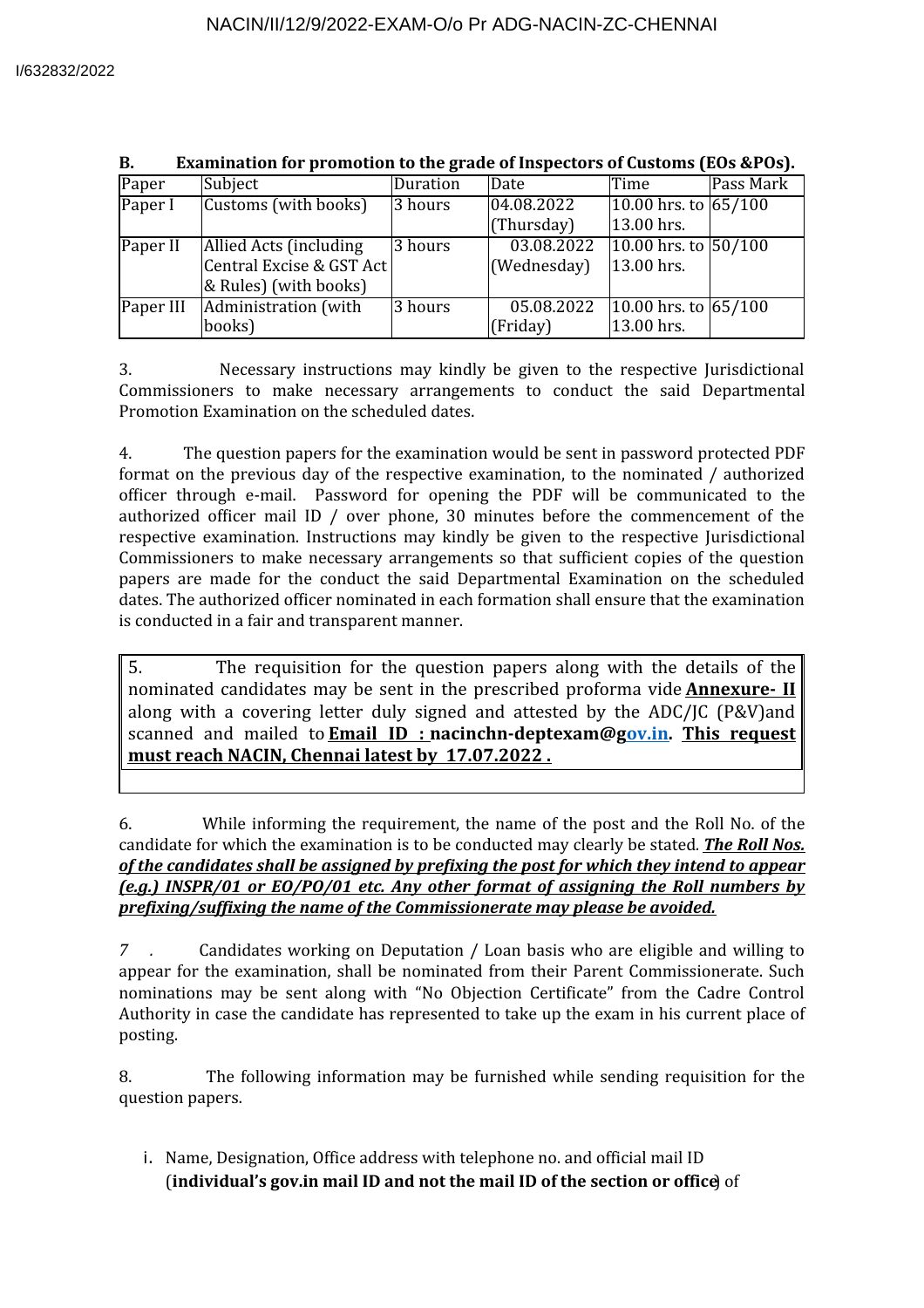**B. Examination for promotion to the grade of Inspectors of Customs (EOs &POs).**

| Paper | Subject | Duration | Date | Time | Pass Mark |
|---|---|---|---|---|---|
| Paper I | Customs (with books) | 3 hours | 04.08.2022 (Thursday) | 10.00 hrs. to 13.00 hrs. | 65/100 |
| Paper II | Allied Acts (including Central Excise & GST Act & Rules) (with books) | 3 hours | 03.08.2022 (Wednesday) | 10.00 hrs. to 13.00 hrs. | 50/100 |
| Paper III | Administration (with books) | 3 hours | 05.08.2022 (Friday) | 10.00 hrs. to 13.00 hrs. | 65/100 |

3. Necessary instructions may kindly be given to the respective Jurisdictional Commissioners to make necessary arrangements to conduct the said Departmental Promotion Examination on the scheduled dates.

4. The question papers for the examination would be sent in password protected PDF format on the previous day of the respective examination, to the nominated / authorized officer through e-mail. Password for opening the PDF will be communicated to the authorized officer mail ID / over phone, 30 minutes before the commencement of the respective examination. Instructions may kindly be given to the respective Jurisdictional Commissioners to make necessary arrangements so that sufficient copies of the question papers are made for the conduct the said Departmental Examination on the scheduled dates. The authorized officer nominated in each formation shall ensure that the examination is conducted in a fair and transparent manner.

5. The requisition for the question papers along with the details of the nominated candidates may be sent in the prescribed proforma vide **Annexure- II** along with a covering letter duly signed and attested by the ADC/JC (P&V)and scanned and mailed to **Email ID : nacinchn-deptexam@gov.in. This request must reach NACIN, Chennai latest by 17.07.2022 .**

6. While informing the requirement, the name of the post and the Roll No. of the candidate for which the examination is to be conducted may clearly be stated. ***The Roll Nos. of the candidates shall be assigned by prefixing the post for which they intend to appear (e.g.) INSPR/01 or EO/PO/01 etc. Any other format of assigning the Roll numbers by prefixing/suffixing the name of the Commissionerate may please be avoided.***

*7 .* Candidates working on Deputation / Loan basis who are eligible and willing to appear for the examination, shall be nominated from their Parent Commissionerate. Such nominations may be sent along with "No Objection Certificate" from the Cadre Control Authority in case the candidate has represented to take up the exam in his current place of posting.

8. The following information may be furnished while sending requisition for the question papers.

i. Name, Designation, Office address with telephone no. and official mail ID (**individual's gov.in mail ID and not the mail ID of the section or office**) of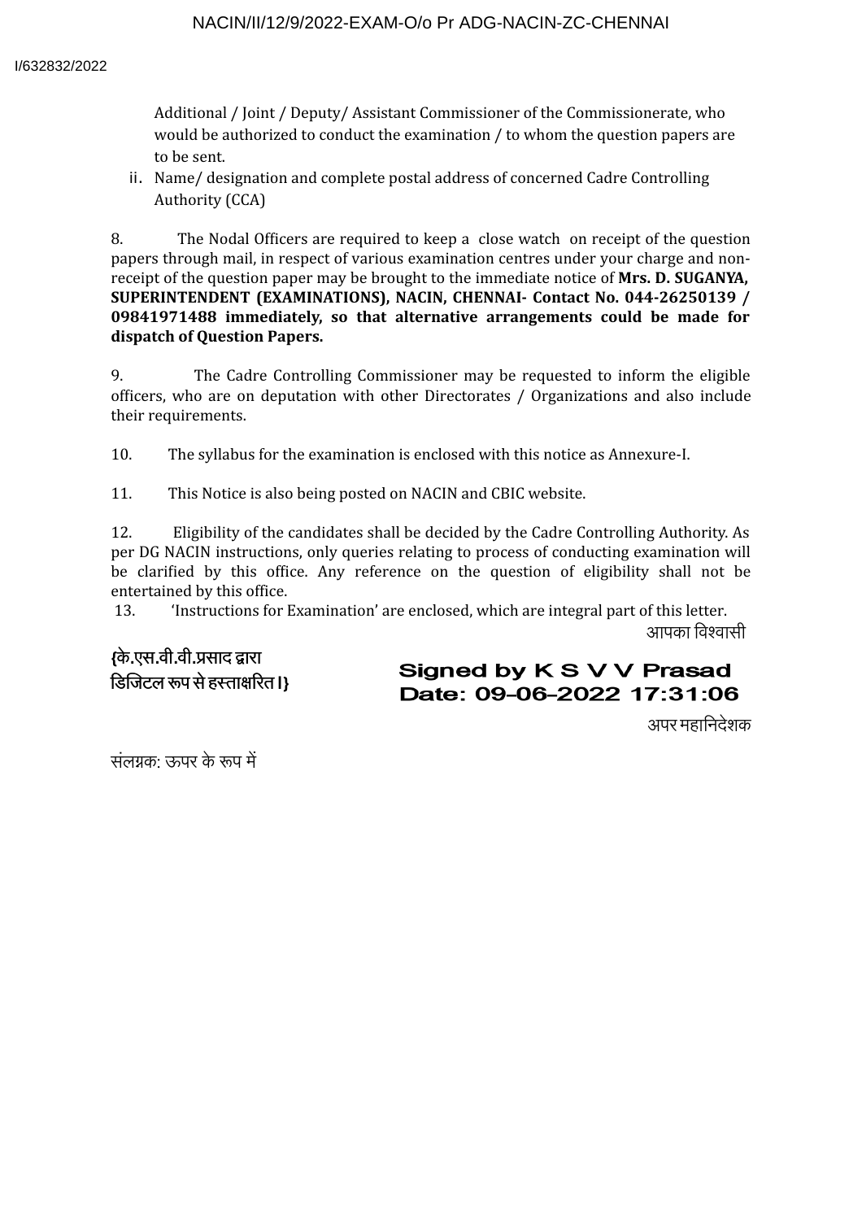Additional / Joint / Deputy/ Assistant Commissioner of the Commissionerate, who would be authorized to conduct the examination / to whom the question papers are to be sent.

ii. Name/ designation and complete postal address of concerned Cadre Controlling Authority (CCA)

8. The Nodal Officers are required to keep a close watch on receipt of the question papers through mail, in respect of various examination centres under your charge and non-receipt of the question paper may be brought to the immediate notice of **Mrs. D. SUGANYA, SUPERINTENDENT (EXAMINATIONS), NACIN, CHENNAI- Contact No. 044-26250139 / 09841971488 immediately, so that alternative arrangements could be made for dispatch of Question Papers.**

9. The Cadre Controlling Commissioner may be requested to inform the eligible officers, who are on deputation with other Directorates / Organizations and also include their requirements.

10. The syllabus for the examination is enclosed with this notice as Annexure-I.

11. This Notice is also being posted on NACIN and CBIC website.

12. Eligibility of the candidates shall be decided by the Cadre Controlling Authority. As per DG NACIN instructions, only queries relating to process of conducting examination will be clarified by this office. Any reference on the question of eligibility shall not be entertained by this office.

13. 'Instructions for Examination' are enclosed, which are integral part of this letter.

आपका विश्वासी

**{के.एस.वी.वी.प्रसाद द्वारा डिजिटल रूप से हस्ताक्षरित।}**

**Signed by K S V V Prasad**
**Date: 09-06-2022 17:31:06**

अपर महानिदेशक

संलग्नक: ऊपर के रूप में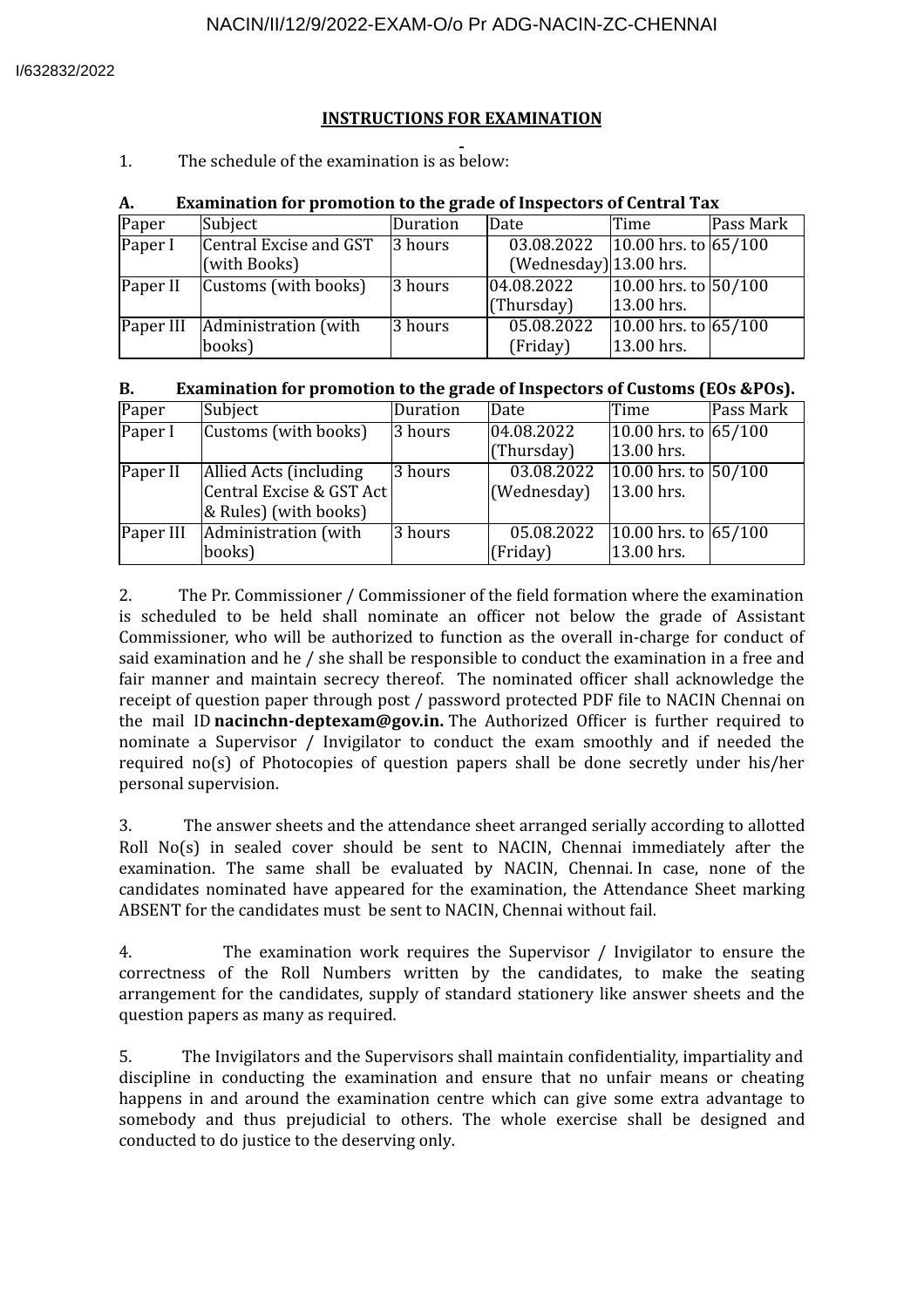## INSTRUCTIONS FOR EXAMINATION

1. The schedule of the examination is as below:

**A. Examination for promotion to the grade of Inspectors of Central Tax**

| Paper | Subject | Duration | Date | Time | Pass Mark |
|---|---|---|---|---|---|
| Paper I | Central Excise and GST (with Books) | 3 hours | 03.08.2022 (Wednesday) | 10.00 hrs. to 13.00 hrs. | 65/100 |
| Paper II | Customs (with books) | 3 hours | 04.08.2022 (Thursday) | 10.00 hrs. to 13.00 hrs. | 50/100 |
| Paper III | Administration (with books) | 3 hours | 05.08.2022 (Friday) | 10.00 hrs. to 13.00 hrs. | 65/100 |

**B. Examination for promotion to the grade of Inspectors of Customs (EOs &POs).**

| Paper | Subject | Duration | Date | Time | Pass Mark |
|---|---|---|---|---|---|
| Paper I | Customs (with books) | 3 hours | 04.08.2022 (Thursday) | 10.00 hrs. to 13.00 hrs. | 65/100 |
| Paper II | Allied Acts (including Central Excise & GST Act & Rules) (with books) | 3 hours | 03.08.2022 (Wednesday) | 10.00 hrs. to 13.00 hrs. | 50/100 |
| Paper III | Administration (with books) | 3 hours | 05.08.2022 (Friday) | 10.00 hrs. to 13.00 hrs. | 65/100 |

2. The Pr. Commissioner / Commissioner of the field formation where the examination is scheduled to be held shall nominate an officer not below the grade of Assistant Commissioner, who will be authorized to function as the overall in-charge for conduct of said examination and he / she shall be responsible to conduct the examination in a free and fair manner and maintain secrecy thereof. The nominated officer shall acknowledge the receipt of question paper through post / password protected PDF file to NACIN Chennai on the mail ID **nacinchn-deptexam@gov.in.** The Authorized Officer is further required to nominate a Supervisor / Invigilator to conduct the exam smoothly and if needed the required no(s) of Photocopies of question papers shall be done secretly under his/her personal supervision.

3. The answer sheets and the attendance sheet arranged serially according to allotted Roll No(s) in sealed cover should be sent to NACIN, Chennai immediately after the examination. The same shall be evaluated by NACIN, Chennai. In case, none of the candidates nominated have appeared for the examination, the Attendance Sheet marking ABSENT for the candidates must be sent to NACIN, Chennai without fail.

4. The examination work requires the Supervisor / Invigilator to ensure the correctness of the Roll Numbers written by the candidates, to make the seating arrangement for the candidates, supply of standard stationery like answer sheets and the question papers as many as required.

5. The Invigilators and the Supervisors shall maintain confidentiality, impartiality and discipline in conducting the examination and ensure that no unfair means or cheating happens in and around the examination centre which can give some extra advantage to somebody and thus prejudicial to others. The whole exercise shall be designed and conducted to do justice to the deserving only.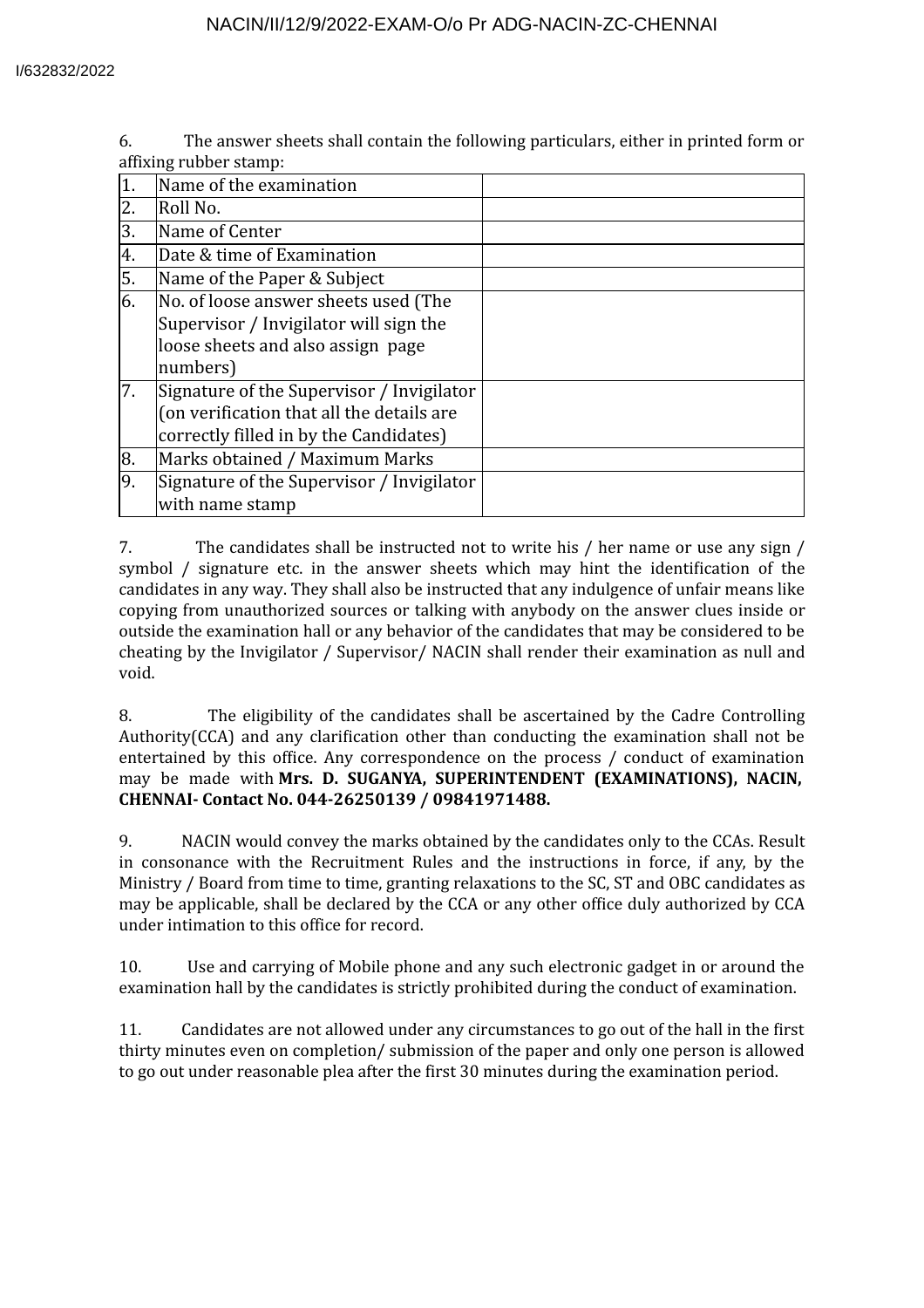6. The answer sheets shall contain the following particulars, either in printed form or affixing rubber stamp:

| | | |
|---|---|---|
| 1. | Name of the examination | |
| 2. | Roll No. | |
| 3. | Name of Center | |
| 4. | Date & time of Examination | |
| 5. | Name of the Paper & Subject | |
| 6. | No. of loose answer sheets used (The Supervisor / Invigilator will sign the loose sheets and also assign page numbers) | |
| 7. | Signature of the Supervisor / Invigilator (on verification that all the details are correctly filled in by the Candidates) | |
| 8. | Marks obtained / Maximum Marks | |
| 9. | Signature of the Supervisor / Invigilator with name stamp | |

7. The candidates shall be instructed not to write his / her name or use any sign / symbol / signature etc. in the answer sheets which may hint the identification of the candidates in any way. They shall also be instructed that any indulgence of unfair means like copying from unauthorized sources or talking with anybody on the answer clues inside or outside the examination hall or any behavior of the candidates that may be considered to be cheating by the Invigilator / Supervisor/ NACIN shall render their examination as null and void.

8. The eligibility of the candidates shall be ascertained by the Cadre Controlling Authority(CCA) and any clarification other than conducting the examination shall not be entertained by this office. Any correspondence on the process / conduct of examination may be made with **Mrs. D. SUGANYA, SUPERINTENDENT (EXAMINATIONS), NACIN, CHENNAI- Contact No. 044-26250139 / 09841971488.**

9. NACIN would convey the marks obtained by the candidates only to the CCAs. Result in consonance with the Recruitment Rules and the instructions in force, if any, by the Ministry / Board from time to time, granting relaxations to the SC, ST and OBC candidates as may be applicable, shall be declared by the CCA or any other office duly authorized by CCA under intimation to this office for record.

10. Use and carrying of Mobile phone and any such electronic gadget in or around the examination hall by the candidates is strictly prohibited during the conduct of examination.

11. Candidates are not allowed under any circumstances to go out of the hall in the first thirty minutes even on completion/ submission of the paper and only one person is allowed to go out under reasonable plea after the first 30 minutes during the examination period.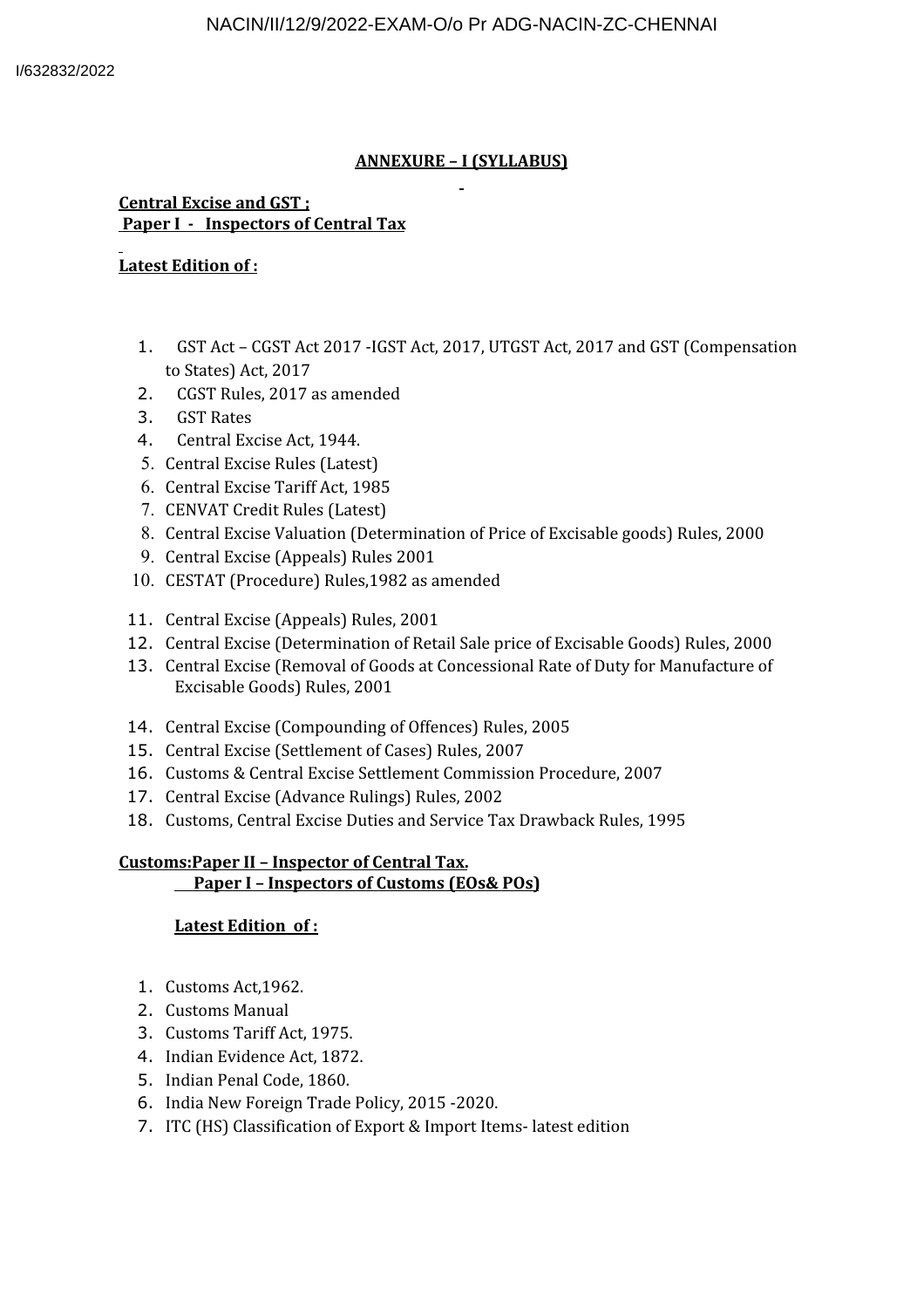# ANNEXURE – I (SYLLABUS)

**Central Excise and GST ;**
**Paper I - Inspectors of Central Tax**

**Latest Edition of :**

1. GST Act – CGST Act 2017 -IGST Act, 2017, UTGST Act, 2017 and GST (Compensation to States) Act, 2017
2. CGST Rules, 2017 as amended
3. GST Rates
4. Central Excise Act, 1944.
5. Central Excise Rules (Latest)
6. Central Excise Tariff Act, 1985
7. CENVAT Credit Rules (Latest)
8. Central Excise Valuation (Determination of Price of Excisable goods) Rules, 2000
9. Central Excise (Appeals) Rules 2001
10. CESTAT (Procedure) Rules,1982 as amended
11. Central Excise (Appeals) Rules, 2001
12. Central Excise (Determination of Retail Sale price of Excisable Goods) Rules, 2000
13. Central Excise (Removal of Goods at Concessional Rate of Duty for Manufacture of Excisable Goods) Rules, 2001
14. Central Excise (Compounding of Offences) Rules, 2005
15. Central Excise (Settlement of Cases) Rules, 2007
16. Customs & Central Excise Settlement Commission Procedure, 2007
17. Central Excise (Advance Rulings) Rules, 2002
18. Customs, Central Excise Duties and Service Tax Drawback Rules, 1995

**Customs:Paper II – Inspector of Central Tax.**
**Paper I – Inspectors of Customs (EOs& POs)**

**Latest Edition of :**

1. Customs Act,1962.
2. Customs Manual
3. Customs Tariff Act, 1975.
4. Indian Evidence Act, 1872.
5. Indian Penal Code, 1860.
6. India New Foreign Trade Policy, 2015 -2020.
7. ITC (HS) Classification of Export & Import Items- latest edition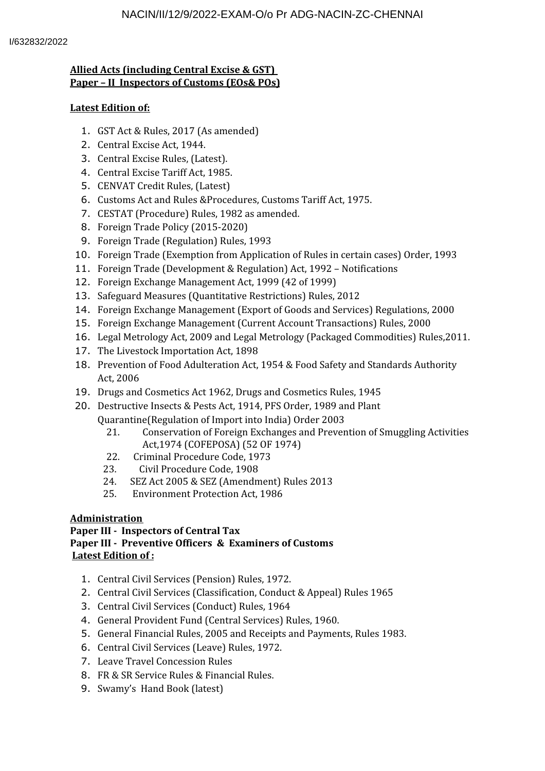**Allied Acts (including Central Excise & GST)**
**Paper – II Inspectors of Customs (EOs& POs)**

**Latest Edition of:**

1. GST Act & Rules, 2017 (As amended)
2. Central Excise Act, 1944.
3. Central Excise Rules, (Latest).
4. Central Excise Tariff Act, 1985.
5. CENVAT Credit Rules, (Latest)
6. Customs Act and Rules &Procedures, Customs Tariff Act, 1975.
7. CESTAT (Procedure) Rules, 1982 as amended.
8. Foreign Trade Policy (2015-2020)
9. Foreign Trade (Regulation) Rules, 1993
10. Foreign Trade (Exemption from Application of Rules in certain cases) Order, 1993
11. Foreign Trade (Development & Regulation) Act, 1992 – Notifications
12. Foreign Exchange Management Act, 1999 (42 of 1999)
13. Safeguard Measures (Quantitative Restrictions) Rules, 2012
14. Foreign Exchange Management (Export of Goods and Services) Regulations, 2000
15. Foreign Exchange Management (Current Account Transactions) Rules, 2000
16. Legal Metrology Act, 2009 and Legal Metrology (Packaged Commodities) Rules,2011.
17. The Livestock Importation Act, 1898
18. Prevention of Food Adulteration Act, 1954 & Food Safety and Standards Authority Act, 2006
19. Drugs and Cosmetics Act 1962, Drugs and Cosmetics Rules, 1945
20. Destructive Insects & Pests Act, 1914, PFS Order, 1989 and Plant Quarantine(Regulation of Import into India) Order 2003
21. Conservation of Foreign Exchanges and Prevention of Smuggling Activities Act,1974 (COFEPOSA) (52 OF 1974)
22. Criminal Procedure Code, 1973
23. Civil Procedure Code, 1908
24. SEZ Act 2005 & SEZ (Amendment) Rules 2013
25. Environment Protection Act, 1986

**Administration**
**Paper III - Inspectors of Central Tax**
**Paper III - Preventive Officers & Examiners of Customs**
**Latest Edition of :**

1. Central Civil Services (Pension) Rules, 1972.
2. Central Civil Services (Classification, Conduct & Appeal) Rules 1965
3. Central Civil Services (Conduct) Rules, 1964
4. General Provident Fund (Central Services) Rules, 1960.
5. General Financial Rules, 2005 and Receipts and Payments, Rules 1983.
6. Central Civil Services (Leave) Rules, 1972.
7. Leave Travel Concession Rules
8. FR & SR Service Rules & Financial Rules.
9. Swamy's Hand Book (latest)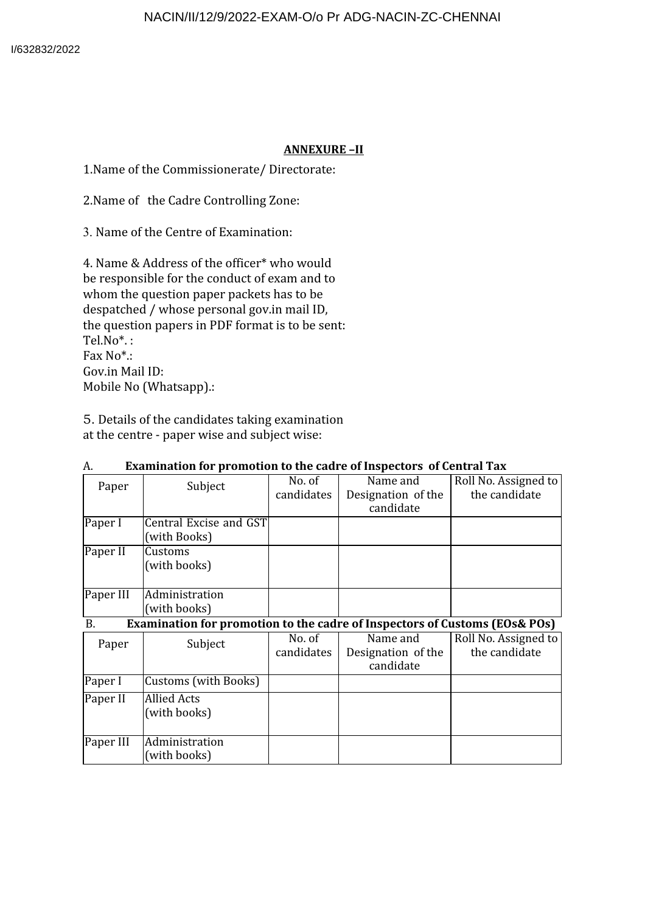## ANNEXURE –II

1.Name of the Commissionerate/ Directorate:

2.Name of the Cadre Controlling Zone:

3. Name of the Centre of Examination:

4. Name & Address of the officer* who would be responsible for the conduct of exam and to whom the question paper packets has to be despatched / whose personal gov.in mail ID, the question papers in PDF format is to be sent:
Tel.No*. :
Fax No*.:
Gov.in Mail ID:
Mobile No (Whatsapp).:

5. Details of the candidates taking examination at the centre - paper wise and subject wise:

A. **Examination for promotion to the cadre of Inspectors of Central Tax**

| Paper | Subject | No. of candidates | Name and Designation of the candidate | Roll No. Assigned to the candidate |
|---|---|---|---|---|
| Paper I | Central Excise and GST (with Books) | | | |
| Paper II | Customs (with books) | | | |
| Paper III | Administration (with books) | | | |

B. **Examination for promotion to the cadre of Inspectors of Customs (EOs& POs)**

| Paper | Subject | No. of candidates | Name and Designation of the candidate | Roll No. Assigned to the candidate |
|---|---|---|---|---|
| Paper I | Customs (with Books) | | | |
| Paper II | Allied Acts (with books) | | | |
| Paper III | Administration (with books) | | | |